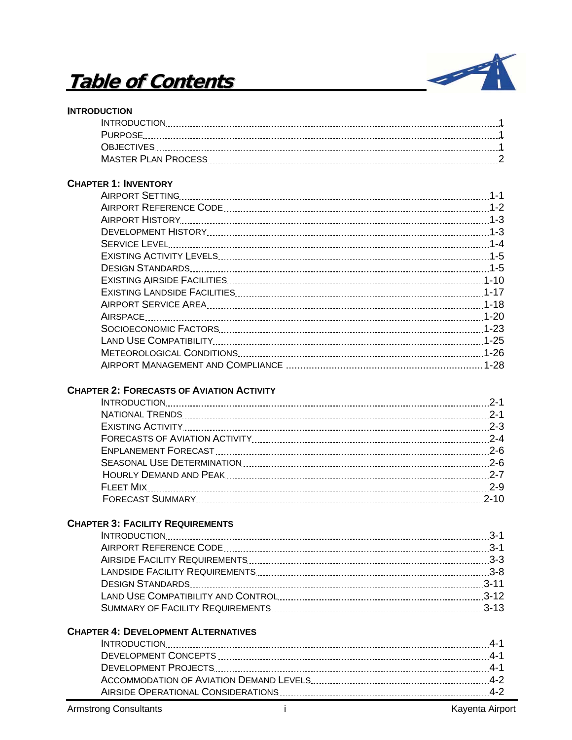# Table of Contents

**INTRODUCTION**

| | |
|---|---|
| INTRODUCTION | 1 |
| PURPOSE | 1 |
| OBJECTIVES | 1 |
| MASTER PLAN PROCESS | 2 |

**CHAPTER 1: INVENTORY**

| | |
|---|---|
| AIRPORT SETTING | 1-1 |
| AIRPORT REFERENCE CODE | 1-2 |
| AIRPORT HISTORY | 1-3 |
| DEVELOPMENT HISTORY | 1-3 |
| SERVICE LEVEL | 1-4 |
| EXISTING ACTIVITY LEVELS | 1-5 |
| DESIGN STANDARDS | 1-5 |
| EXISTING AIRSIDE FACILITIES | 1-10 |
| EXISTING LANDSIDE FACILITIES | 1-17 |
| AIRPORT SERVICE AREA | 1-18 |
| AIRSPACE | 1-20 |
| SOCIOECONOMIC FACTORS | 1-23 |
| LAND USE COMPATIBILITY | 1-25 |
| METEOROLOGICAL CONDITIONS | 1-26 |
| AIRPORT MANAGEMENT AND COMPLIANCE | 1-28 |

**CHAPTER 2: FORECASTS OF AVIATION ACTIVITY**

| | |
|---|---|
| INTRODUCTION | 2-1 |
| NATIONAL TRENDS | 2-1 |
| EXISTING ACTIVITY | 2-3 |
| FORECASTS OF AVIATION ACTIVITY | 2-4 |
| ENPLANEMENT FORECAST | 2-6 |
| SEASONAL USE DETERMINATION | 2-6 |
| HOURLY DEMAND AND PEAK | 2-7 |
| FLEET MIX | 2-9 |
| FORECAST SUMMARY | 2-10 |

**CHAPTER 3: FACILITY REQUIREMENTS**

| | |
|---|---|
| INTRODUCTION | 3-1 |
| AIRPORT REFERENCE CODE | 3-1 |
| AIRSIDE FACILITY REQUIREMENTS | 3-3 |
| LANDSIDE FACILITY REQUIREMENTS | 3-8 |
| DESIGN STANDARDS | 3-11 |
| LAND USE COMPATIBILITY AND CONTROL | 3-12 |
| SUMMARY OF FACILITY REQUIREMENTS | 3-13 |

**CHAPTER 4: DEVELOPMENT ALTERNATIVES**

| | |
|---|---|
| INTRODUCTION | 4-1 |
| DEVELOPMENT CONCEPTS | 4-1 |
| DEVELOPMENT PROJECTS | 4-1 |
| ACCOMMODATION OF AVIATION DEMAND LEVELS | 4-2 |
| AIRSIDE OPERATIONAL CONSIDERATIONS | 4-2 |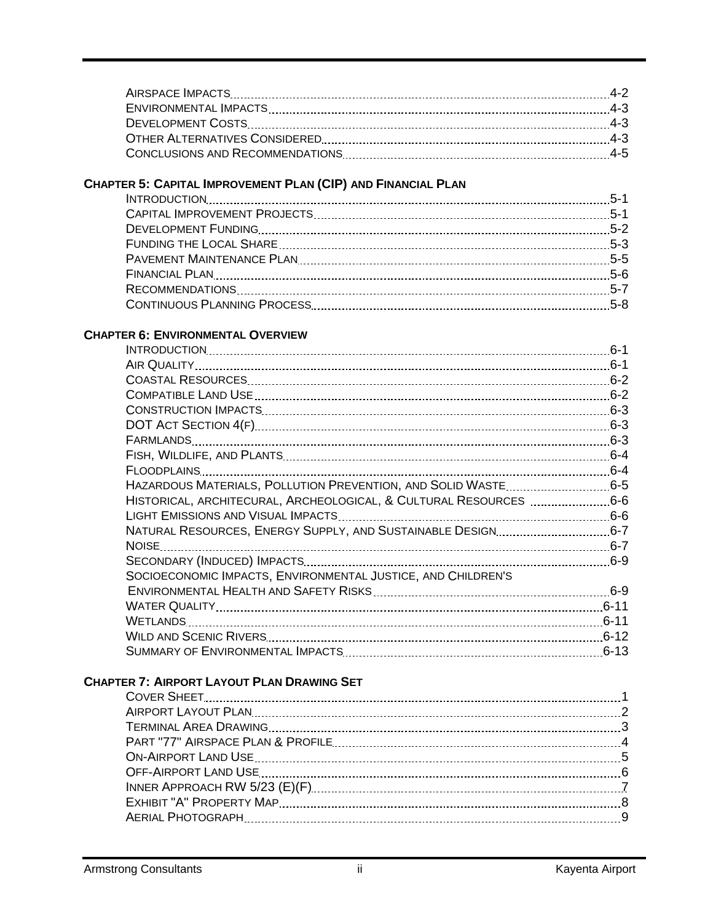| | |
|---|---|
| Airspace Impacts | 4-2 |
| Environmental Impacts | 4-3 |
| Development Costs | 4-3 |
| Other Alternatives Considered | 4-3 |
| Conclusions and Recommendations | 4-5 |

**Chapter 5: Capital Improvement Plan (CIP) and Financial Plan**

| | |
|---|---|
| Introduction | 5-1 |
| Capital Improvement Projects | 5-1 |
| Development Funding | 5-2 |
| Funding the Local Share | 5-3 |
| Pavement Maintenance Plan | 5-5 |
| Financial Plan | 5-6 |
| Recommendations | 5-7 |
| Continuous Planning Process | 5-8 |

**Chapter 6: Environmental Overview**

| | |
|---|---|
| Introduction | 6-1 |
| Air Quality | 6-1 |
| Coastal Resources | 6-2 |
| Compatible Land Use | 6-2 |
| Construction Impacts | 6-3 |
| DOT Act Section 4(f) | 6-3 |
| Farmlands | 6-3 |
| Fish, Wildlife, and Plants | 6-4 |
| Floodplains | 6-4 |
| Hazardous Materials, Pollution Prevention, and Solid Waste | 6-5 |
| Historical, Architecural, Archeological, & Cultural Resources | 6-6 |
| Light Emissions and Visual Impacts | 6-6 |
| Natural Resources, Energy Supply, and Sustainable Design | 6-7 |
| Noise | 6-7 |
| Secondary (Induced) Impacts | 6-9 |
| Socioeconomic Impacts, Environmental Justice, and Children's Environmental Health and Safety Risks | 6-9 |
| Water Quality | 6-11 |
| Wetlands | 6-11 |
| Wild and Scenic Rivers | 6-12 |
| Summary of Environmental Impacts | 6-13 |

**Chapter 7: Airport Layout Plan Drawing Set**

| | |
|---|---|
| Cover Sheet | 1 |
| Airport Layout Plan | 2 |
| Terminal Area Drawing | 3 |
| Part "77" Airspace Plan & Profile | 4 |
| On-Airport Land Use | 5 |
| Off-Airport Land Use | 6 |
| Inner Approach RW 5/23 (E)(F) | 7 |
| Exhibit "A" Property Map | 8 |
| Aerial Photograph | 9 |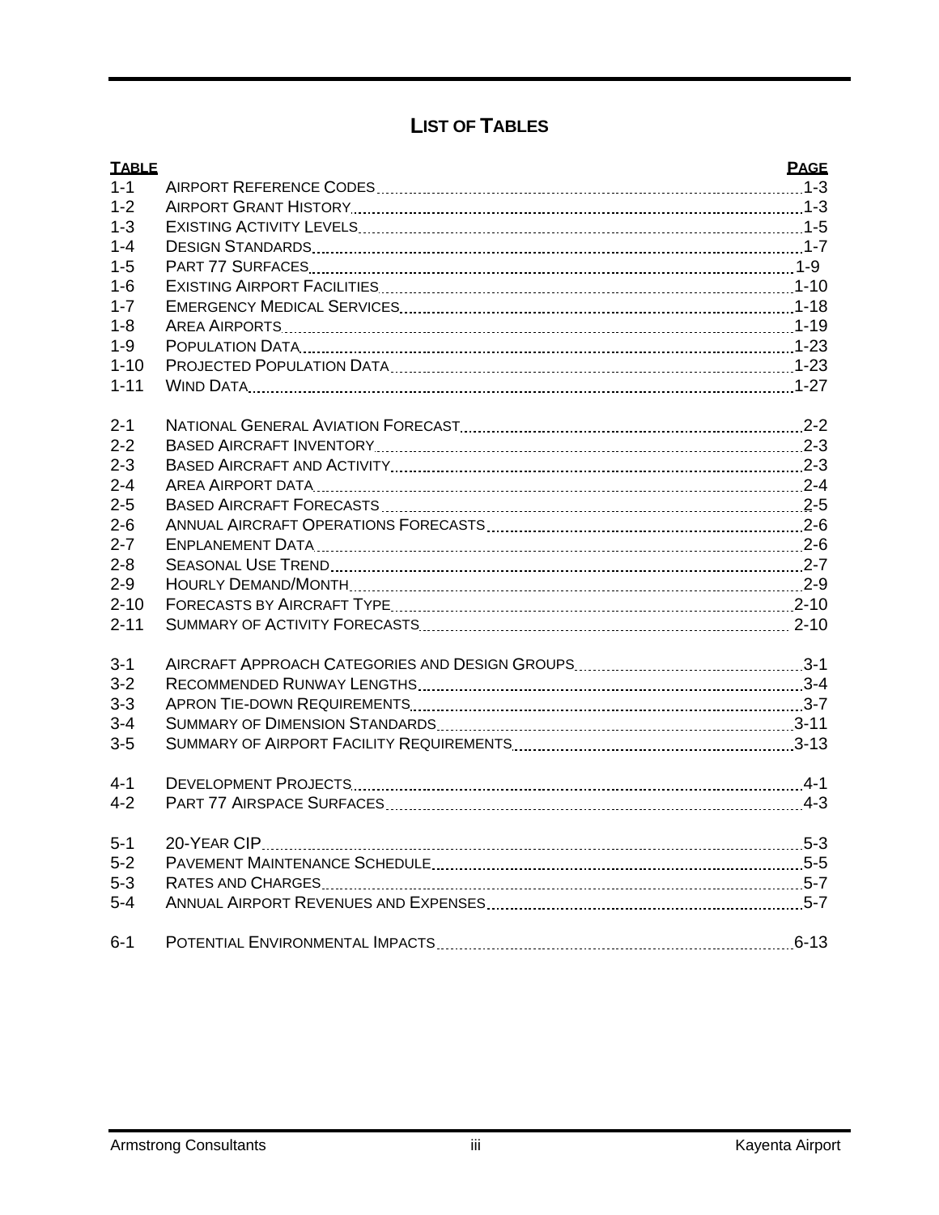# LIST OF TABLES

| TABLE | | PAGE |
|---|---|---|
| 1-1 | AIRPORT REFERENCE CODES | 1-3 |
| 1-2 | AIRPORT GRANT HISTORY | 1-3 |
| 1-3 | EXISTING ACTIVITY LEVELS | 1-5 |
| 1-4 | DESIGN STANDARDS | 1-7 |
| 1-5 | PART 77 SURFACES | 1-9 |
| 1-6 | EXISTING AIRPORT FACILITIES | 1-10 |
| 1-7 | EMERGENCY MEDICAL SERVICES | 1-18 |
| 1-8 | AREA AIRPORTS | 1-19 |
| 1-9 | POPULATION DATA | 1-23 |
| 1-10 | PROJECTED POPULATION DATA | 1-23 |
| 1-11 | WIND DATA | 1-27 |
| 2-1 | NATIONAL GENERAL AVIATION FORECAST | 2-2 |
| 2-2 | BASED AIRCRAFT INVENTORY | 2-3 |
| 2-3 | BASED AIRCRAFT AND ACTIVITY | 2-3 |
| 2-4 | AREA AIRPORT DATA | 2-4 |
| 2-5 | BASED AIRCRAFT FORECASTS | 2-5 |
| 2-6 | ANNUAL AIRCRAFT OPERATIONS FORECASTS | 2-6 |
| 2-7 | ENPLANEMENT DATA | 2-6 |
| 2-8 | SEASONAL USE TREND | 2-7 |
| 2-9 | HOURLY DEMAND/MONTH | 2-9 |
| 2-10 | FORECASTS BY AIRCRAFT TYPE | 2-10 |
| 2-11 | SUMMARY OF ACTIVITY FORECASTS | 2-10 |
| 3-1 | AIRCRAFT APPROACH CATEGORIES AND DESIGN GROUPS | 3-1 |
| 3-2 | RECOMMENDED RUNWAY LENGTHS | 3-4 |
| 3-3 | APRON TIE-DOWN REQUIREMENTS | 3-7 |
| 3-4 | SUMMARY OF DIMENSION STANDARDS | 3-11 |
| 3-5 | SUMMARY OF AIRPORT FACILITY REQUIREMENTS | 3-13 |
| 4-1 | DEVELOPMENT PROJECTS | 4-1 |
| 4-2 | PART 77 AIRSPACE SURFACES | 4-3 |
| 5-1 | 20-YEAR CIP | 5-3 |
| 5-2 | PAVEMENT MAINTENANCE SCHEDULE | 5-5 |
| 5-3 | RATES AND CHARGES | 5-7 |
| 5-4 | ANNUAL AIRPORT REVENUES AND EXPENSES | 5-7 |
| 6-1 | POTENTIAL ENVIRONMENTAL IMPACTS | 6-13 |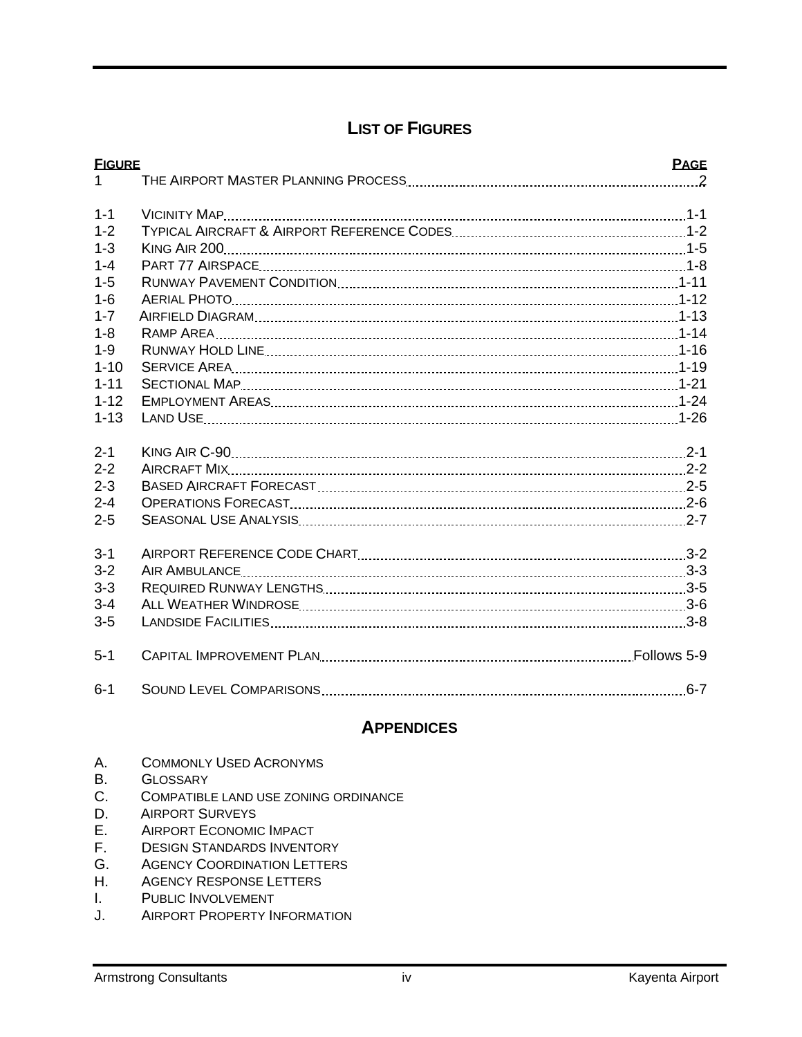## LIST OF FIGURES

| FIGURE | | PAGE |
|---|---|---|
| 1 | THE AIRPORT MASTER PLANNING PROCESS | 2 |
| 1-1 | VICINITY MAP | 1-1 |
| 1-2 | TYPICAL AIRCRAFT & AIRPORT REFERENCE CODES | 1-2 |
| 1-3 | KING AIR 200 | 1-5 |
| 1-4 | PART 77 AIRSPACE | 1-8 |
| 1-5 | RUNWAY PAVEMENT CONDITION | 1-11 |
| 1-6 | AERIAL PHOTO | 1-12 |
| 1-7 | AIRFIELD DIAGRAM | 1-13 |
| 1-8 | RAMP AREA | 1-14 |
| 1-9 | RUNWAY HOLD LINE | 1-16 |
| 1-10 | SERVICE AREA | 1-19 |
| 1-11 | SECTIONAL MAP | 1-21 |
| 1-12 | EMPLOYMENT AREAS | 1-24 |
| 1-13 | LAND USE | 1-26 |
| 2-1 | KING AIR C-90 | 2-1 |
| 2-2 | AIRCRAFT MIX | 2-2 |
| 2-3 | BASED AIRCRAFT FORECAST | 2-5 |
| 2-4 | OPERATIONS FORECAST | 2-6 |
| 2-5 | SEASONAL USE ANALYSIS | 2-7 |
| 3-1 | AIRPORT REFERENCE CODE CHART | 3-2 |
| 3-2 | AIR AMBULANCE | 3-3 |
| 3-3 | REQUIRED RUNWAY LENGTHS | 3-5 |
| 3-4 | ALL WEATHER WINDROSE | 3-6 |
| 3-5 | LANDSIDE FACILITIES | 3-8 |
| 5-1 | CAPITAL IMPROVEMENT PLAN | Follows 5-9 |
| 6-1 | SOUND LEVEL COMPARISONS | 6-7 |

## APPENDICES

A. COMMONLY USED ACRONYMS
B. GLOSSARY
C. COMPATIBLE LAND USE ZONING ORDINANCE
D. AIRPORT SURVEYS
E. AIRPORT ECONOMIC IMPACT
F. DESIGN STANDARDS INVENTORY
G. AGENCY COORDINATION LETTERS
H. AGENCY RESPONSE LETTERS
I. PUBLIC INVOLVEMENT
J. AIRPORT PROPERTY INFORMATION